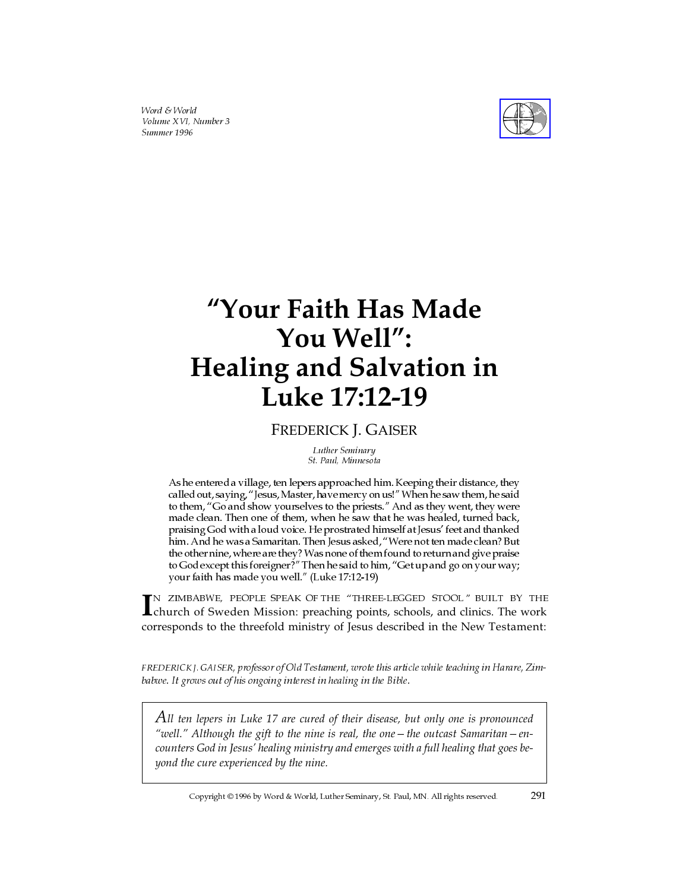# "Your Faith Has Made You Well": Healing and Salvation in Luke 17:12-19

FREDERICK J. GAISER

*Luther Seminary*
*St. Paul, Minnesota*

> As he entered a village, ten lepers approached him. Keeping their distance, they called out, saying, "Jesus, Master, have mercy on us!" When he saw them, he said to them, "Go and show yourselves to the priests." And as they went, they were made clean. Then one of them, when he saw that he was healed, turned back, praising God with a loud voice. He prostrated himself at Jesus' feet and thanked him. And he was a Samaritan. Then Jesus asked, "Were not ten made clean? But the other nine, where are they? Was none of them found to return and give praise to God except this foreigner?" Then he said to him, "Get up and go on your way; your faith has made you well." (Luke 17:12-19)

IN ZIMBABWE, PEOPLE SPEAK OF THE "THREE-LEGGED STOOL" BUILT BY THE church of Sweden Mission: preaching points, schools, and clinics. The work corresponds to the threefold ministry of Jesus described in the New Testament:

*FREDERICK J. GAISER, professor of Old Testament, wrote this article while teaching in Harare, Zimbabwe. It grows out of his ongoing interest in healing in the Bible.*

> *All ten lepers in Luke 17 are cured of their disease, but only one is pronounced "well." Although the gift to the nine is real, the one—the outcast Samaritan—encounters God in Jesus' healing ministry and emerges with a full healing that goes beyond the cure experienced by the nine.*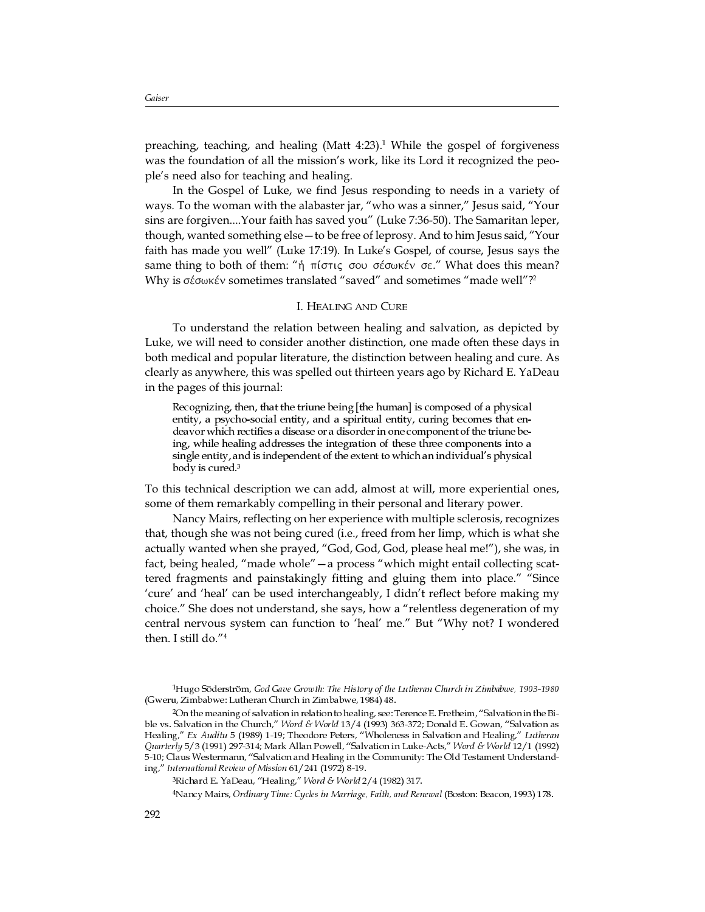preaching, teaching, and healing (Matt 4:23).[1] While the gospel of forgiveness was the foundation of all the mission's work, like its Lord it recognized the people's need also for teaching and healing.

In the Gospel of Luke, we find Jesus responding to needs in a variety of ways. To the woman with the alabaster jar, "who was a sinner," Jesus said, "Your sins are forgiven....Your faith has saved you" (Luke 7:36-50). The Samaritan leper, though, wanted something else—to be free of leprosy. And to him Jesus said, "Your faith has made you well" (Luke 17:19). In Luke's Gospel, of course, Jesus says the same thing to both of them: "ἡ πίστις σου σέσωκέν σε." What does this mean? Why is σέσωκέν sometimes translated "saved" and sometimes "made well"?[2]

## I. Healing and Cure

To understand the relation between healing and salvation, as depicted by Luke, we will need to consider another distinction, one made often these days in both medical and popular literature, the distinction between healing and cure. As clearly as anywhere, this was spelled out thirteen years ago by Richard E. YaDeau in the pages of this journal:

> Recognizing, then, that the triune being [the human] is composed of a physical entity, a psycho-social entity, and a spiritual entity, curing becomes that endeavor which rectifies a disease or a disorder in one component of the triune being, while healing addresses the integration of these three components into a single entity, and is independent of the extent to which an individual's physical body is cured.[3]

To this technical description we can add, almost at will, more experiential ones, some of them remarkably compelling in their personal and literary power.

Nancy Mairs, reflecting on her experience with multiple sclerosis, recognizes that, though she was not being cured (i.e., freed from her limp, which is what she actually wanted when she prayed, "God, God, God, please heal me!"), she was, in fact, being healed, "made whole"—a process "which might entail collecting scattered fragments and painstakingly fitting and gluing them into place." "Since 'cure' and 'heal' can be used interchangeably, I didn't reflect before making my choice." She does not understand, she says, how a "relentless degeneration of my central nervous system can function to 'heal' me." But "Why not? I wondered then. I still do."[4]

---

[1] Hugo Söderström, *God Gave Growth: The History of the Lutheran Church in Zimbabwe, 1903-1980* (Gweru, Zimbabwe: Lutheran Church in Zimbabwe, 1984) 48.

[2] On the meaning of salvation in relation to healing, see: Terence E. Fretheim, "Salvation in the Bible vs. Salvation in the Church," *Word & World* 13/4 (1993) 363-372; Donald E. Gowan, "Salvation as Healing," *Ex Auditu* 5 (1989) 1-19; Theodore Peters, "Wholeness in Salvation and Healing," *Lutheran Quarterly* 5/3 (1991) 297-314; Mark Allan Powell, "Salvation in Luke-Acts," *Word & World* 12/1 (1992) 5-10; Claus Westermann, "Salvation and Healing in the Community: The Old Testament Understanding," *International Review of Mission* 61/241 (1972) 8-19.

[3] Richard E. YaDeau, "Healing," *Word & World* 2/4 (1982) 317.

[4] Nancy Mairs, *Ordinary Time: Cycles in Marriage, Faith, and Renewal* (Boston: Beacon, 1993) 178.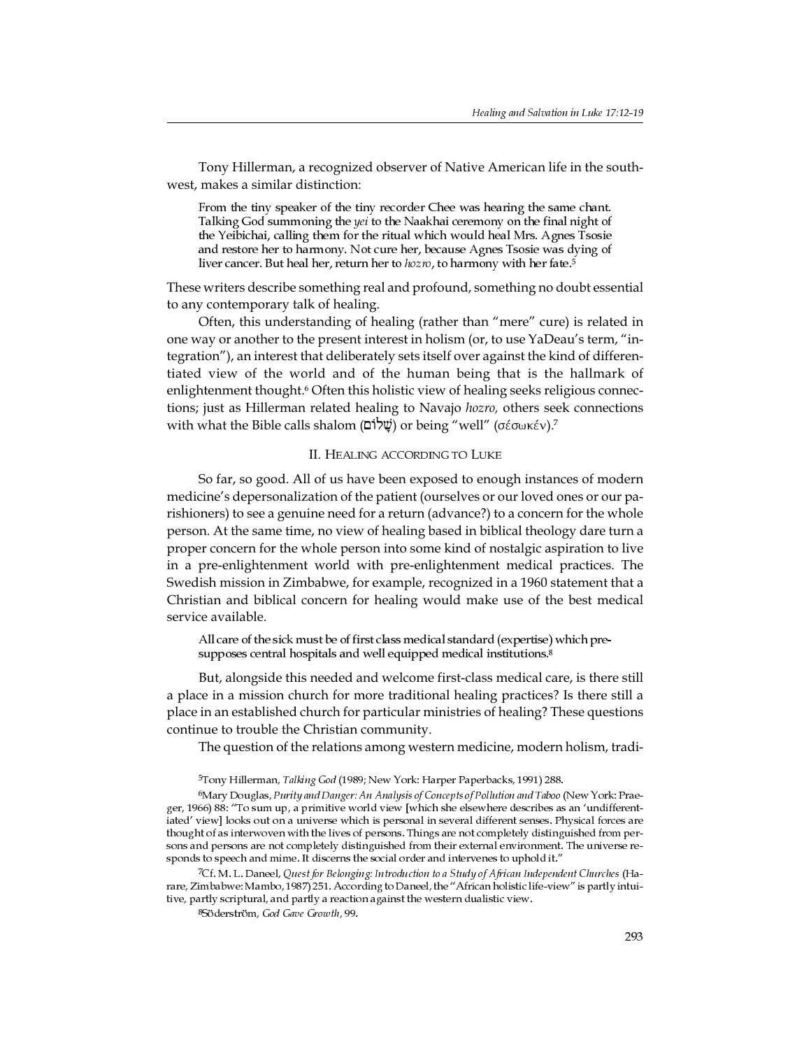Tony Hillerman, a recognized observer of Native American life in the southwest, makes a similar distinction:

> From the tiny speaker of the tiny recorder Chee was hearing the same chant. Talking God summoning the *yei* to the Naakhai ceremony on the final night of the Yeibichai, calling them for the ritual which would heal Mrs. Agnes Tsosie and restore her to harmony. Not cure her, because Agnes Tsosie was dying of liver cancer. But heal her, return her to *hozro*, to harmony with her fate.[5]

These writers describe something real and profound, something no doubt essential to any contemporary talk of healing.

Often, this understanding of healing (rather than "mere" cure) is related in one way or another to the present interest in holism (or, to use YaDeau's term, "integration"), an interest that deliberately sets itself over against the kind of differentiated view of the world and of the human being that is the hallmark of enlightenment thought.[6] Often this holistic view of healing seeks religious connections; just as Hillerman related healing to Navajo *hozro,* others seek connections with what the Bible calls shalom (שָׁלוֹם) or being "well" (σέσωκέν).[7]

## II. Healing according to Luke

So far, so good. All of us have been exposed to enough instances of modern medicine's depersonalization of the patient (ourselves or our loved ones or our parishioners) to see a genuine need for a return (advance?) to a concern for the whole person. At the same time, no view of healing based in biblical theology dare turn a proper concern for the whole person into some kind of nostalgic aspiration to live in a pre-enlightenment world with pre-enlightenment medical practices. The Swedish mission in Zimbabwe, for example, recognized in a 1960 statement that a Christian and biblical concern for healing would make use of the best medical service available.

> All care of the sick must be of first class medical standard (expertise) which presupposes central hospitals and well equipped medical institutions.[8]

But, alongside this needed and welcome first-class medical care, is there still a place in a mission church for more traditional healing practices? Is there still a place in an established church for particular ministries of healing? These questions continue to trouble the Christian community.

The question of the relations among western medicine, modern holism, tradi-

---

[5]Tony Hillerman, *Talking God* (1989; New York: Harper Paperbacks, 1991) 288.

[6]Mary Douglas, *Purity and Danger: An Analysis of Concepts of Pollution and Taboo* (New York: Praeger, 1966) 88: "To sum up, a primitive world view [which she elsewhere describes as an 'undifferentiated' view] looks out on a universe which is personal in several different senses. Physical forces are thought of as interwoven with the lives of persons. Things are not completely distinguished from persons and persons are not completely distinguished from their external environment. The universe responds to speech and mime. It discerns the social order and intervenes to uphold it."

[7]Cf. M. L. Daneel, *Quest for Belonging: Introduction to a Study of African Independent Churches* (Harare, Zimbabwe: Mambo, 1987) 251. According to Daneel, the "African holistic life-view" is partly intuitive, partly scriptural, and partly a reaction against the western dualistic view.

[8]Söderström, *God Gave Growth*, 99.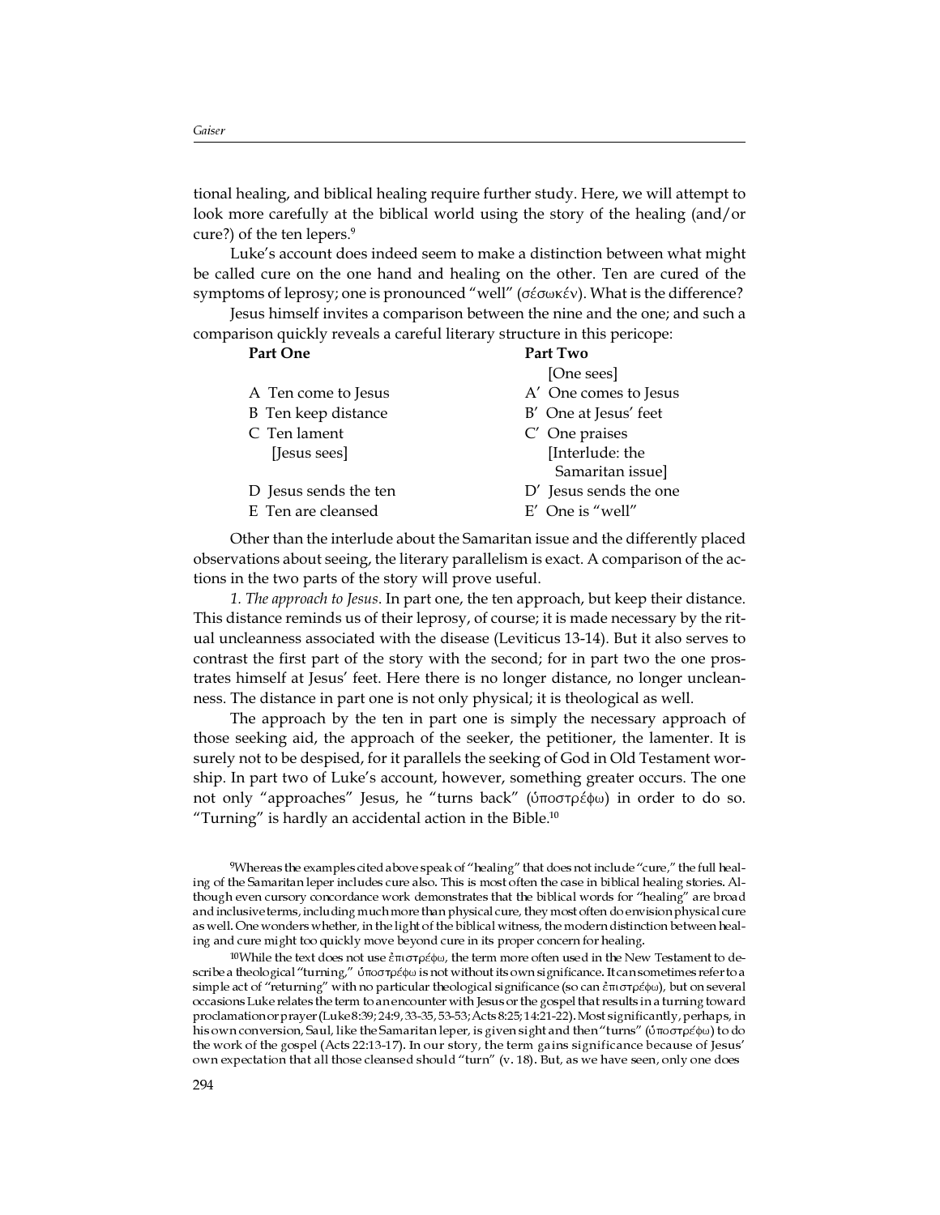tional healing, and biblical healing require further study. Here, we will attempt to look more carefully at the biblical world using the story of the healing (and/or cure?) of the ten lepers.[9]

Luke's account does indeed seem to make a distinction between what might be called cure on the one hand and healing on the other. Ten are cured of the symptoms of leprosy; one is pronounced "well" (σέσωκέν). What is the difference?

Jesus himself invites a comparison between the nine and the one; and such a comparison quickly reveals a careful literary structure in this pericope:

| **Part One** | **Part Two** |
|---|---|
| | [One sees] |
| A Ten come to Jesus | A′ One comes to Jesus |
| B Ten keep distance | B′ One at Jesus' feet |
| C Ten lament | C′ One praises |
| [Jesus sees] | [Interlude: the Samaritan issue] |
| D Jesus sends the ten | D′ Jesus sends the one |
| E Ten are cleansed | E′ One is "well" |

Other than the interlude about the Samaritan issue and the differently placed observations about seeing, the literary parallelism is exact. A comparison of the actions in the two parts of the story will prove useful.

*1. The approach to Jesus*. In part one, the ten approach, but keep their distance. This distance reminds us of their leprosy, of course; it is made necessary by the ritual uncleanness associated with the disease (Leviticus 13-14). But it also serves to contrast the first part of the story with the second; for in part two the one prostrates himself at Jesus' feet. Here there is no longer distance, no longer uncleanness. The distance in part one is not only physical; it is theological as well.

The approach by the ten in part one is simply the necessary approach of those seeking aid, the approach of the seeker, the petitioner, the lamenter. It is surely not to be despised, for it parallels the seeking of God in Old Testament worship. In part two of Luke's account, however, something greater occurs. The one not only "approaches" Jesus, he "turns back" (ὑποστρέφω) in order to do so. "Turning" is hardly an accidental action in the Bible.[10]

[9] Whereas the examples cited above speak of "healing" that does not include "cure," the full healing of the Samaritan leper includes cure also. This is most often the case in biblical healing stories. Although even cursory concordance work demonstrates that the biblical words for "healing" are broad and inclusive terms, including much more than physical cure, they most often do envision physical cure as well. One wonders whether, in the light of the biblical witness, the modern distinction between healing and cure might too quickly move beyond cure in its proper concern for healing.

[10] While the text does not use ἐπιστρέφω, the term more often used in the New Testament to describe a theological "turning," ὑποστρέφω is not without its own significance. It can sometimes refer to a simple act of "returning" with no particular theological significance (so can ἐπιστρέφω), but on several occasions Luke relates the term to an encounter with Jesus or the gospel that results in a turning toward proclamation or prayer (Luke 8:39; 24:9, 33-35, 53-53; Acts 8:25; 14:21-22). Most significantly, perhaps, in his own conversion, Saul, like the Samaritan leper, is given sight and then "turns" (ὑποστρέφω) to do the work of the gospel (Acts 22:13-17). In our story, the term gains significance because of Jesus' own expectation that all those cleansed should "turn" (v. 18). But, as we have seen, only one does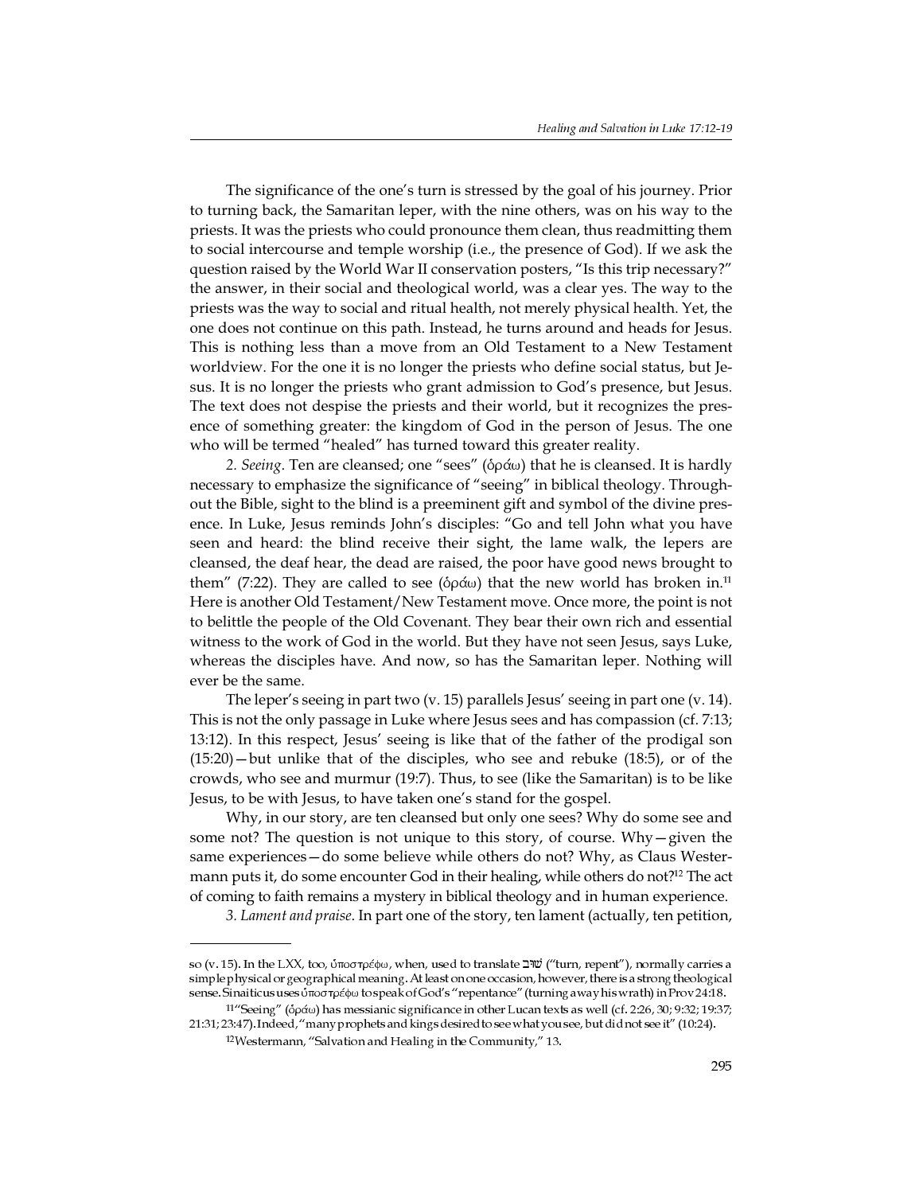The significance of the one's turn is stressed by the goal of his journey. Prior to turning back, the Samaritan leper, with the nine others, was on his way to the priests. It was the priests who could pronounce them clean, thus readmitting them to social intercourse and temple worship (i.e., the presence of God). If we ask the question raised by the World War II conservation posters, "Is this trip necessary?" the answer, in their social and theological world, was a clear yes. The way to the priests was the way to social and ritual health, not merely physical health. Yet, the one does not continue on this path. Instead, he turns around and heads for Jesus. This is nothing less than a move from an Old Testament to a New Testament worldview. For the one it is no longer the priests who define social status, but Jesus. It is no longer the priests who grant admission to God's presence, but Jesus. The text does not despise the priests and their world, but it recognizes the presence of something greater: the kingdom of God in the person of Jesus. The one who will be termed "healed" has turned toward this greater reality.

*2. Seeing.* Ten are cleansed; one "sees" (ὁράω) that he is cleansed. It is hardly necessary to emphasize the significance of "seeing" in biblical theology. Throughout the Bible, sight to the blind is a preeminent gift and symbol of the divine presence. In Luke, Jesus reminds John's disciples: "Go and tell John what you have seen and heard: the blind receive their sight, the lame walk, the lepers are cleansed, the deaf hear, the dead are raised, the poor have good news brought to them" (7:22). They are called to see (ὁράω) that the new world has broken in.[11] Here is another Old Testament/New Testament move. Once more, the point is not to belittle the people of the Old Covenant. They bear their own rich and essential witness to the work of God in the world. But they have not seen Jesus, says Luke, whereas the disciples have. And now, so has the Samaritan leper. Nothing will ever be the same.

The leper's seeing in part two (v. 15) parallels Jesus' seeing in part one (v. 14). This is not the only passage in Luke where Jesus sees and has compassion (cf. 7:13; 13:12). In this respect, Jesus' seeing is like that of the father of the prodigal son (15:20)—but unlike that of the disciples, who see and rebuke (18:5), or of the crowds, who see and murmur (19:7). Thus, to see (like the Samaritan) is to be like Jesus, to be with Jesus, to have taken one's stand for the gospel.

Why, in our story, are ten cleansed but only one sees? Why do some see and some not? The question is not unique to this story, of course. Why—given the same experiences—do some believe while others do not? Why, as Claus Westermann puts it, do some encounter God in their healing, while others do not?[12] The act of coming to faith remains a mystery in biblical theology and in human experience.

*3. Lament and praise.* In part one of the story, ten lament (actually, ten petition,

---

so (v. 15). In the LXX, too, ὑποστρέφω, when, used to translate שׁוּב ("turn, repent"), normally carries a simple physical or geographical meaning. At least on one occasion, however, there is a strong theological sense. Sinaiticus uses ὑποστρέφω to speak of God's "repentance" (turning away his wrath) in Prov 24:18.

[11]"Seeing" (ὁράω) has messianic significance in other Lucan texts as well (cf. 2:26, 30; 9:32; 19:37; 21:31; 23:47). Indeed, "many prophets and kings desired to see what you see, but did not see it" (10:24).

[12]Westermann, "Salvation and Healing in the Community," 13.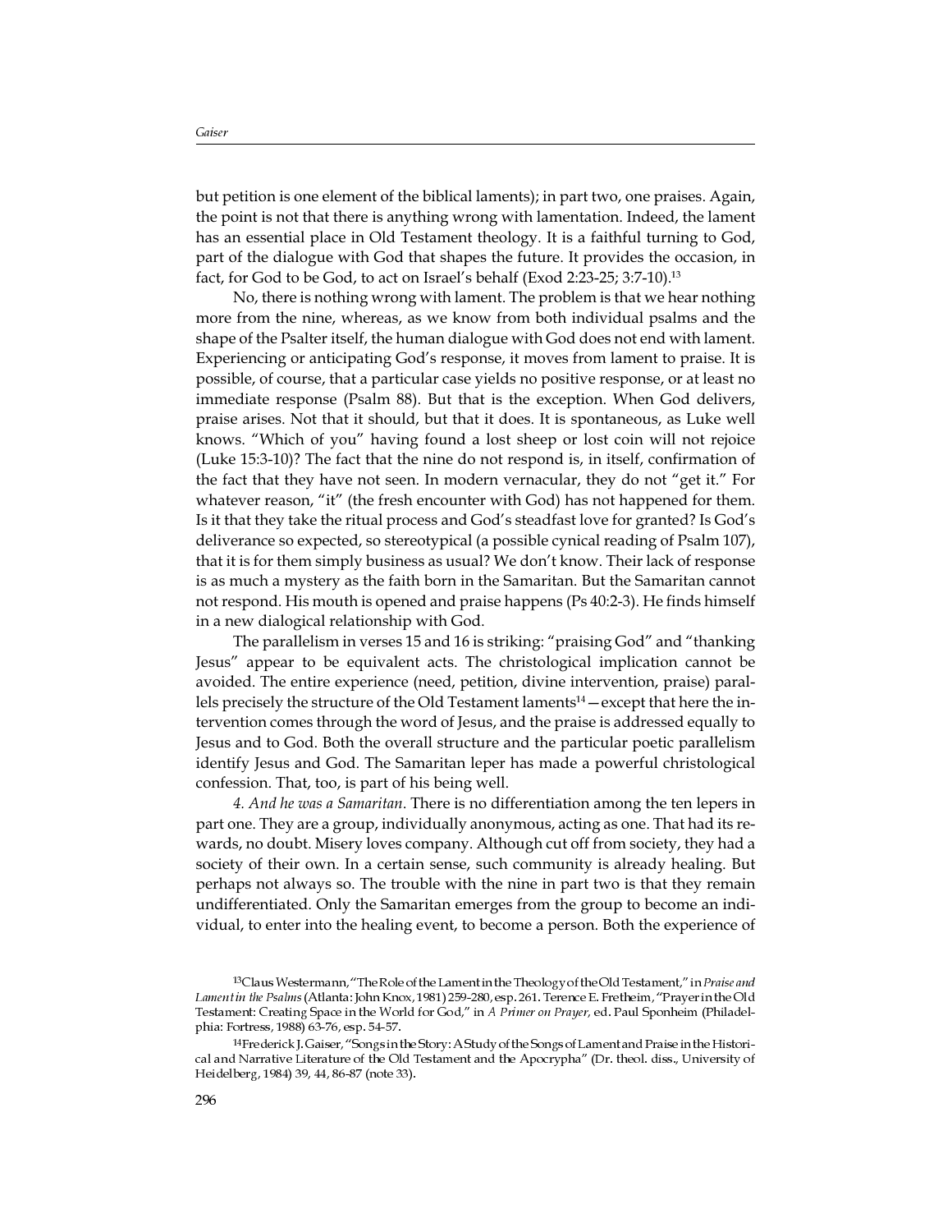but petition is one element of the biblical laments); in part two, one praises. Again, the point is not that there is anything wrong with lamentation. Indeed, the lament has an essential place in Old Testament theology. It is a faithful turning to God, part of the dialogue with God that shapes the future. It provides the occasion, in fact, for God to be God, to act on Israel's behalf (Exod 2:23-25; 3:7-10).[13]

No, there is nothing wrong with lament. The problem is that we hear nothing more from the nine, whereas, as we know from both individual psalms and the shape of the Psalter itself, the human dialogue with God does not end with lament. Experiencing or anticipating God's response, it moves from lament to praise. It is possible, of course, that a particular case yields no positive response, or at least no immediate response (Psalm 88). But that is the exception. When God delivers, praise arises. Not that it should, but that it does. It is spontaneous, as Luke well knows. "Which of you" having found a lost sheep or lost coin will not rejoice (Luke 15:3-10)? The fact that the nine do not respond is, in itself, confirmation of the fact that they have not seen. In modern vernacular, they do not "get it." For whatever reason, "it" (the fresh encounter with God) has not happened for them. Is it that they take the ritual process and God's steadfast love for granted? Is God's deliverance so expected, so stereotypical (a possible cynical reading of Psalm 107), that it is for them simply business as usual? We don't know. Their lack of response is as much a mystery as the faith born in the Samaritan. But the Samaritan cannot not respond. His mouth is opened and praise happens (Ps 40:2-3). He finds himself in a new dialogical relationship with God.

The parallelism in verses 15 and 16 is striking: "praising God" and "thanking Jesus" appear to be equivalent acts. The christological implication cannot be avoided. The entire experience (need, petition, divine intervention, praise) parallels precisely the structure of the Old Testament laments[14]—except that here the intervention comes through the word of Jesus, and the praise is addressed equally to Jesus and to God. Both the overall structure and the particular poetic parallelism identify Jesus and God. The Samaritan leper has made a powerful christological confession. That, too, is part of his being well.

*4. And he was a Samaritan*. There is no differentiation among the ten lepers in part one. They are a group, individually anonymous, acting as one. That had its rewards, no doubt. Misery loves company. Although cut off from society, they had a society of their own. In a certain sense, such community is already healing. But perhaps not always so. The trouble with the nine in part two is that they remain undifferentiated. Only the Samaritan emerges from the group to become an individual, to enter into the healing event, to become a person. Both the experience of

---

[13] Claus Westermann, "The Role of the Lament in the Theology of the Old Testament," in *Praise and Lament in the Psalms* (Atlanta: John Knox, 1981) 259-280, esp. 261. Terence E. Fretheim, "Prayer in the Old Testament: Creating Space in the World for God," in *A Primer on Prayer*, ed. Paul Sponheim (Philadelphia: Fortress, 1988) 63-76, esp. 54-57.

[14] Frederick J. Gaiser, "Songs in the Story: A Study of the Songs of Lament and Praise in the Historical and Narrative Literature of the Old Testament and the Apocrypha" (Dr. theol. diss., University of Heidelberg, 1984) 39, 44, 86-87 (note 33).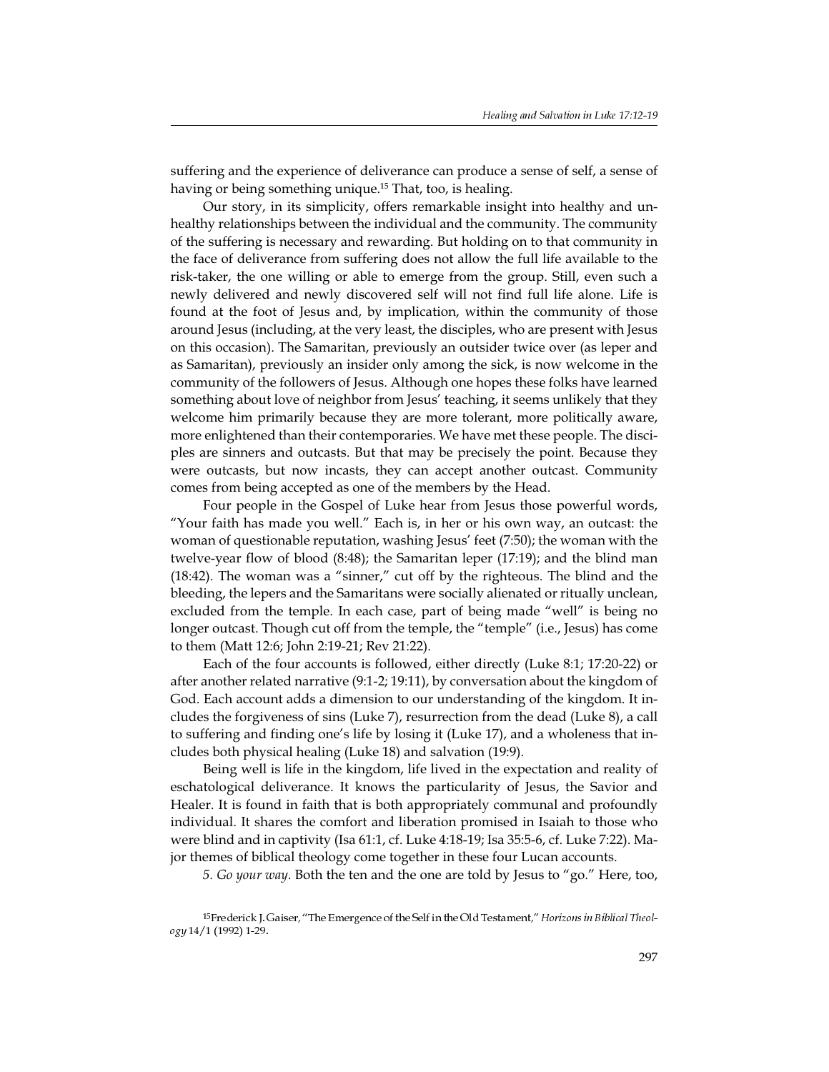suffering and the experience of deliverance can produce a sense of self, a sense of having or being something unique.[15] That, too, is healing.

Our story, in its simplicity, offers remarkable insight into healthy and unhealthy relationships between the individual and the community. The community of the suffering is necessary and rewarding. But holding on to that community in the face of deliverance from suffering does not allow the full life available to the risk-taker, the one willing or able to emerge from the group. Still, even such a newly delivered and newly discovered self will not find full life alone. Life is found at the foot of Jesus and, by implication, within the community of those around Jesus (including, at the very least, the disciples, who are present with Jesus on this occasion). The Samaritan, previously an outsider twice over (as leper and as Samaritan), previously an insider only among the sick, is now welcome in the community of the followers of Jesus. Although one hopes these folks have learned something about love of neighbor from Jesus' teaching, it seems unlikely that they welcome him primarily because they are more tolerant, more politically aware, more enlightened than their contemporaries. We have met these people. The disciples are sinners and outcasts. But that may be precisely the point. Because they were outcasts, but now incasts, they can accept another outcast. Community comes from being accepted as one of the members by the Head.

Four people in the Gospel of Luke hear from Jesus those powerful words, "Your faith has made you well." Each is, in her or his own way, an outcast: the woman of questionable reputation, washing Jesus' feet (7:50); the woman with the twelve-year flow of blood (8:48); the Samaritan leper (17:19); and the blind man (18:42). The woman was a "sinner," cut off by the righteous. The blind and the bleeding, the lepers and the Samaritans were socially alienated or ritually unclean, excluded from the temple. In each case, part of being made "well" is being no longer outcast. Though cut off from the temple, the "temple" (i.e., Jesus) has come to them (Matt 12:6; John 2:19-21; Rev 21:22).

Each of the four accounts is followed, either directly (Luke 8:1; 17:20-22) or after another related narrative (9:1-2; 19:11), by conversation about the kingdom of God. Each account adds a dimension to our understanding of the kingdom. It includes the forgiveness of sins (Luke 7), resurrection from the dead (Luke 8), a call to suffering and finding one's life by losing it (Luke 17), and a wholeness that includes both physical healing (Luke 18) and salvation (19:9).

Being well is life in the kingdom, life lived in the expectation and reality of eschatological deliverance. It knows the particularity of Jesus, the Savior and Healer. It is found in faith that is both appropriately communal and profoundly individual. It shares the comfort and liberation promised in Isaiah to those who were blind and in captivity (Isa 61:1, cf. Luke 4:18-19; Isa 35:5-6, cf. Luke 7:22). Major themes of biblical theology come together in these four Lucan accounts.

*5. Go your way*. Both the ten and the one are told by Jesus to "go." Here, too,

[15] Frederick J. Gaiser, "The Emergence of the Self in the Old Testament," *Horizons in Biblical Theology* 14/1 (1992) 1-29.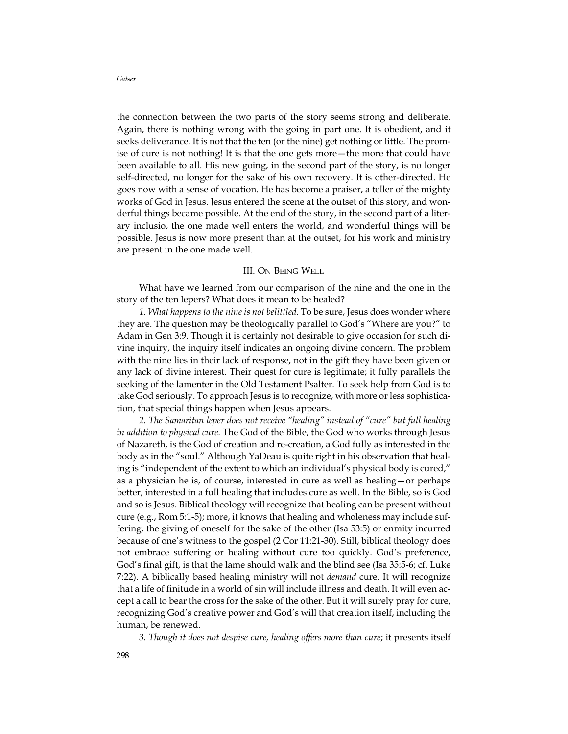the connection between the two parts of the story seems strong and deliberate. Again, there is nothing wrong with the going in part one. It is obedient, and it seeks deliverance. It is not that the ten (or the nine) get nothing or little. The promise of cure is not nothing! It is that the one gets more—the more that could have been available to all. His new going, in the second part of the story, is no longer self-directed, no longer for the sake of his own recovery. It is other-directed. He goes now with a sense of vocation. He has become a praiser, a teller of the mighty works of God in Jesus. Jesus entered the scene at the outset of this story, and wonderful things became possible. At the end of the story, in the second part of a literary inclusio, the one made well enters the world, and wonderful things will be possible. Jesus is now more present than at the outset, for his work and ministry are present in the one made well.

## III. On Being Well

What have we learned from our comparison of the nine and the one in the story of the ten lepers? What does it mean to be healed?

*1. What happens to the nine is not belittled.* To be sure, Jesus does wonder where they are. The question may be theologically parallel to God's "Where are you?" to Adam in Gen 3:9. Though it is certainly not desirable to give occasion for such divine inquiry, the inquiry itself indicates an ongoing divine concern. The problem with the nine lies in their lack of response, not in the gift they have been given or any lack of divine interest. Their quest for cure is legitimate; it fully parallels the seeking of the lamenter in the Old Testament Psalter. To seek help from God is to take God seriously. To approach Jesus is to recognize, with more or less sophistication, that special things happen when Jesus appears.

*2. The Samaritan leper does not receive "healing" instead of "cure" but full healing in addition to physical cure.* The God of the Bible, the God who works through Jesus of Nazareth, is the God of creation and re-creation, a God fully as interested in the body as in the "soul." Although YaDeau is quite right in his observation that healing is "independent of the extent to which an individual's physical body is cured," as a physician he is, of course, interested in cure as well as healing—or perhaps better, interested in a full healing that includes cure as well. In the Bible, so is God and so is Jesus. Biblical theology will recognize that healing can be present without cure (e.g., Rom 5:1-5); more, it knows that healing and wholeness may include suffering, the giving of oneself for the sake of the other (Isa 53:5) or enmity incurred because of one's witness to the gospel (2 Cor 11:21-30). Still, biblical theology does not embrace suffering or healing without cure too quickly. God's preference, God's final gift, is that the lame should walk and the blind see (Isa 35:5-6; cf. Luke 7:22). A biblically based healing ministry will not *demand* cure. It will recognize that a life of finitude in a world of sin will include illness and death. It will even accept a call to bear the cross for the sake of the other. But it will surely pray for cure, recognizing God's creative power and God's will that creation itself, including the human, be renewed.

*3. Though it does not despise cure, healing offers more than cure*; it presents itself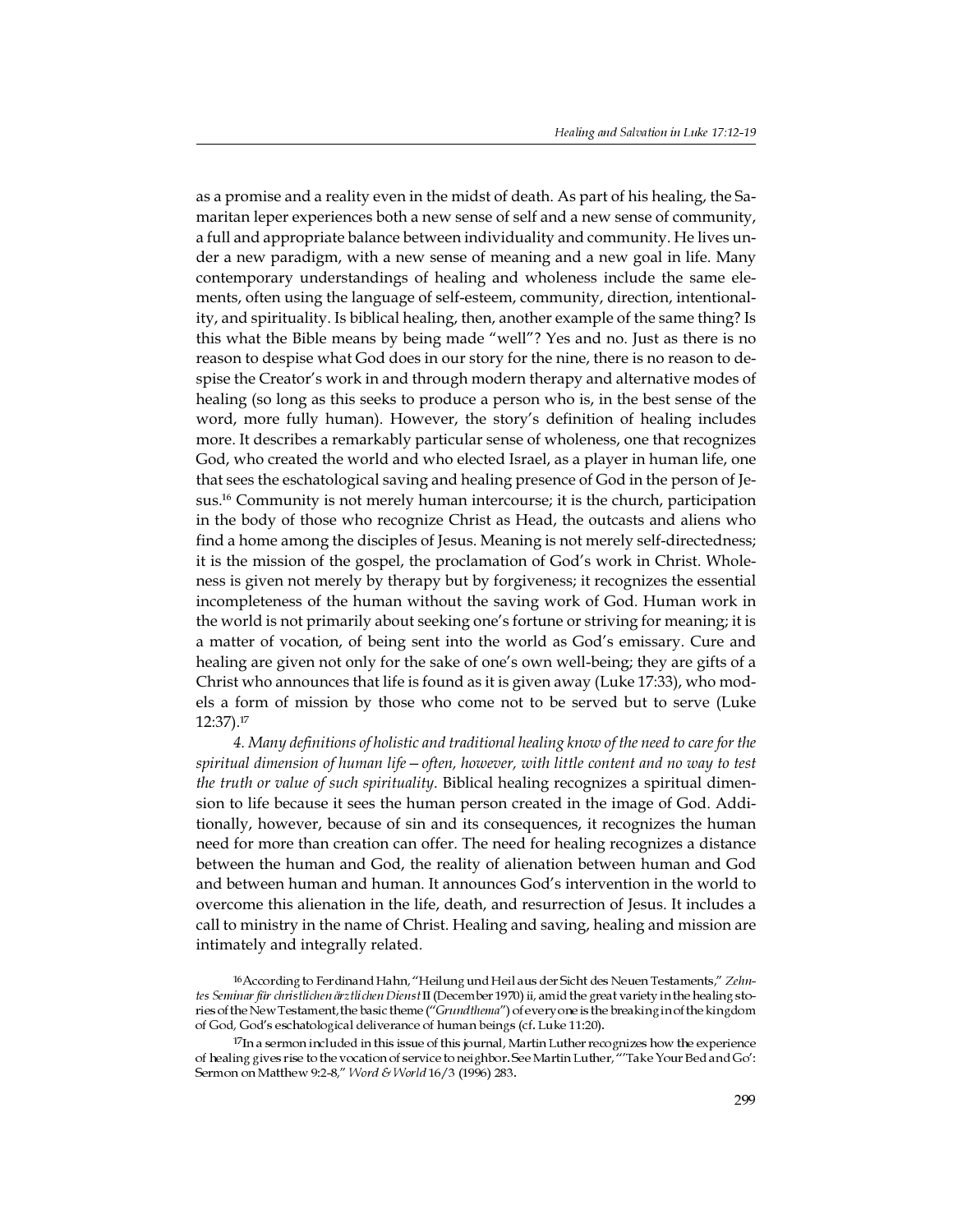as a promise and a reality even in the midst of death. As part of his healing, the Samaritan leper experiences both a new sense of self and a new sense of community, a full and appropriate balance between individuality and community. He lives under a new paradigm, with a new sense of meaning and a new goal in life. Many contemporary understandings of healing and wholeness include the same elements, often using the language of self-esteem, community, direction, intentionality, and spirituality. Is biblical healing, then, another example of the same thing? Is this what the Bible means by being made "well"? Yes and no. Just as there is no reason to despise what God does in our story for the nine, there is no reason to despise the Creator's work in and through modern therapy and alternative modes of healing (so long as this seeks to produce a person who is, in the best sense of the word, more fully human). However, the story's definition of healing includes more. It describes a remarkably particular sense of wholeness, one that recognizes God, who created the world and who elected Israel, as a player in human life, one that sees the eschatological saving and healing presence of God in the person of Jesus.[16] Community is not merely human intercourse; it is the church, participation in the body of those who recognize Christ as Head, the outcasts and aliens who find a home among the disciples of Jesus. Meaning is not merely self-directedness; it is the mission of the gospel, the proclamation of God's work in Christ. Wholeness is given not merely by therapy but by forgiveness; it recognizes the essential incompleteness of the human without the saving work of God. Human work in the world is not primarily about seeking one's fortune or striving for meaning; it is a matter of vocation, of being sent into the world as God's emissary. Cure and healing are given not only for the sake of one's own well-being; they are gifts of a Christ who announces that life is found as it is given away (Luke 17:33), who models a form of mission by those who come not to be served but to serve (Luke 12:37).[17]

*4. Many definitions of holistic and traditional healing know of the need to care for the spiritual dimension of human life—often, however, with little content and no way to test the truth or value of such spirituality.* Biblical healing recognizes a spiritual dimension to life because it sees the human person created in the image of God. Additionally, however, because of sin and its consequences, it recognizes the human need for more than creation can offer. The need for healing recognizes a distance between the human and God, the reality of alienation between human and God and between human and human. It announces God's intervention in the world to overcome this alienation in the life, death, and resurrection of Jesus. It includes a call to ministry in the name of Christ. Healing and saving, healing and mission are intimately and integrally related.

[16] According to Ferdinand Hahn, "Heilung und Heil aus der Sicht des Neuen Testaments," *Zehntes Seminar für christlichen ärztlichen Dienst* II (December 1970) ii, amid the great variety in the healing stories of the New Testament, the basic theme ("*Grundthema*") of every one is the breaking in of the kingdom of God, God's eschatological deliverance of human beings (cf. Luke 11:20).

[17] In a sermon included in this issue of this journal, Martin Luther recognizes how the experience of healing gives rise to the vocation of service to neighbor. See Martin Luther, "'Take Your Bed and Go': Sermon on Matthew 9:2-8," *Word & World* 16/3 (1996) 283.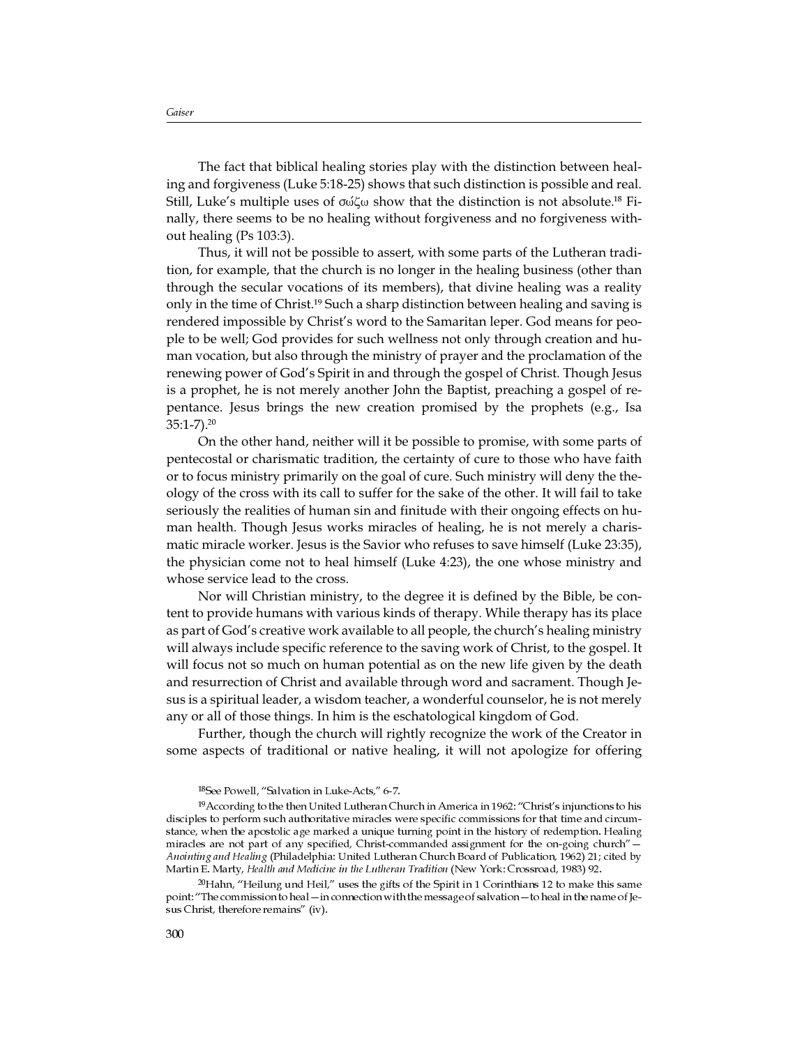The fact that biblical healing stories play with the distinction between healing and forgiveness (Luke 5:18-25) shows that such distinction is possible and real. Still, Luke's multiple uses of σώζω show that the distinction is not absolute.[18] Finally, there seems to be no healing without forgiveness and no forgiveness without healing (Ps 103:3).

Thus, it will not be possible to assert, with some parts of the Lutheran tradition, for example, that the church is no longer in the healing business (other than through the secular vocations of its members), that divine healing was a reality only in the time of Christ.[19] Such a sharp distinction between healing and saving is rendered impossible by Christ's word to the Samaritan leper. God means for people to be well; God provides for such wellness not only through creation and human vocation, but also through the ministry of prayer and the proclamation of the renewing power of God's Spirit in and through the gospel of Christ. Though Jesus is a prophet, he is not merely another John the Baptist, preaching a gospel of repentance. Jesus brings the new creation promised by the prophets (e.g., Isa 35:1-7).[20]

On the other hand, neither will it be possible to promise, with some parts of pentecostal or charismatic tradition, the certainty of cure to those who have faith or to focus ministry primarily on the goal of cure. Such ministry will deny the theology of the cross with its call to suffer for the sake of the other. It will fail to take seriously the realities of human sin and finitude with their ongoing effects on human health. Though Jesus works miracles of healing, he is not merely a charismatic miracle worker. Jesus is the Savior who refuses to save himself (Luke 23:35), the physician come not to heal himself (Luke 4:23), the one whose ministry and whose service lead to the cross.

Nor will Christian ministry, to the degree it is defined by the Bible, be content to provide humans with various kinds of therapy. While therapy has its place as part of God's creative work available to all people, the church's healing ministry will always include specific reference to the saving work of Christ, to the gospel. It will focus not so much on human potential as on the new life given by the death and resurrection of Christ and available through word and sacrament. Though Jesus is a spiritual leader, a wisdom teacher, a wonderful counselor, he is not merely any or all of those things. In him is the eschatological kingdom of God.

Further, though the church will rightly recognize the work of the Creator in some aspects of traditional or native healing, it will not apologize for offering

[18]See Powell, "Salvation in Luke-Acts," 6-7.

[19]According to the then United Lutheran Church in America in 1962: "Christ's injunctions to his disciples to perform such authoritative miracles were specific commissions for that time and circumstance, when the apostolic age marked a unique turning point in the history of redemption. Healing miracles are not part of any specified, Christ-commanded assignment for the on-going church"—*Anointing and Healing* (Philadelphia: United Lutheran Church Board of Publication, 1962) 21; cited by Martin E. Marty, *Health and Medicine in the Lutheran Tradition* (New York: Crossroad, 1983) 92.

[20]Hahn, "Heilung und Heil," uses the gifts of the Spirit in 1 Corinthians 12 to make this same point: "The commission to heal—in connection with the message of salvation—to heal in the name of Jesus Christ, therefore remains" (iv).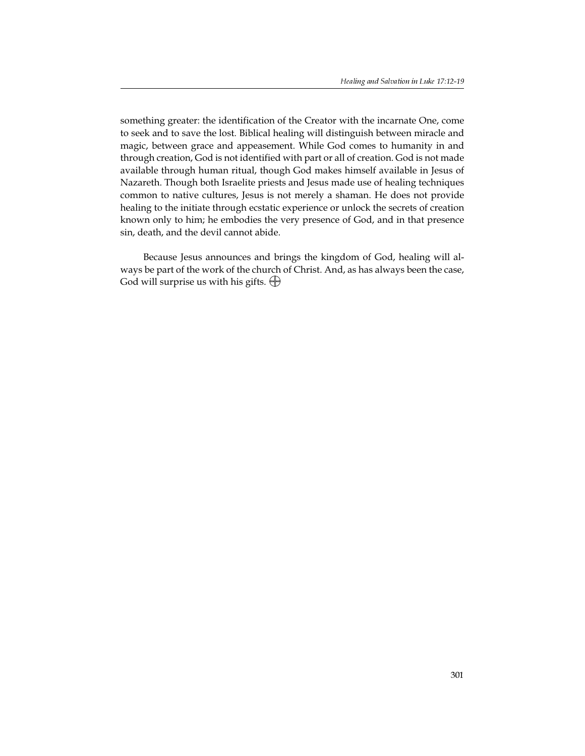something greater: the identification of the Creator with the incarnate One, come to seek and to save the lost. Biblical healing will distinguish between miracle and magic, between grace and appeasement. While God comes to humanity in and through creation, God is not identified with part or all of creation. God is not made available through human ritual, though God makes himself available in Jesus of Nazareth. Though both Israelite priests and Jesus made use of healing techniques common to native cultures, Jesus is not merely a shaman. He does not provide healing to the initiate through ecstatic experience or unlock the secrets of creation known only to him; he embodies the very presence of God, and in that presence sin, death, and the devil cannot abide.

Because Jesus announces and brings the kingdom of God, healing will always be part of the work of the church of Christ. And, as has always been the case, God will surprise us with his gifts. ⊕